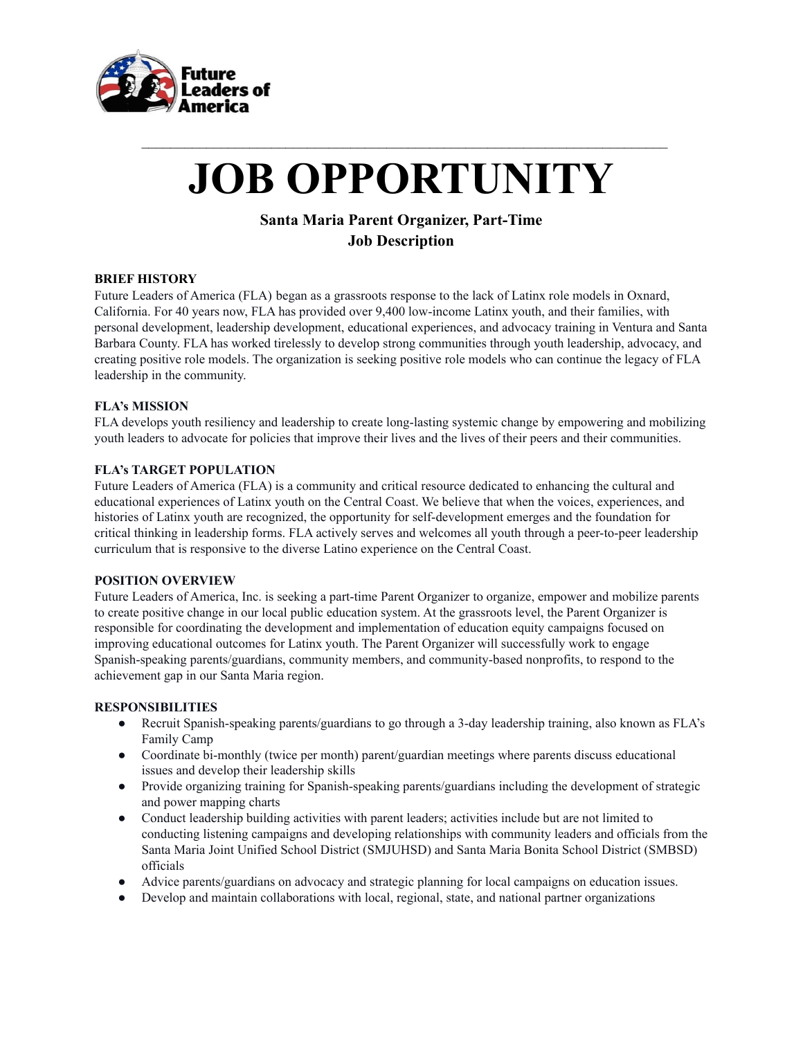Future Leaders of America

# JOB OPPORTUNITY

### Santa Maria Parent Organizer, Part-Time
### Job Description

**BRIEF HISTORY**

Future Leaders of America (FLA) began as a grassroots response to the lack of Latinx role models in Oxnard, California. For 40 years now, FLA has provided over 9,400 low-income Latinx youth, and their families, with personal development, leadership development, educational experiences, and advocacy training in Ventura and Santa Barbara County. FLA has worked tirelessly to develop strong communities through youth leadership, advocacy, and creating positive role models. The organization is seeking positive role models who can continue the legacy of FLA leadership in the community.

**FLA's MISSION**

FLA develops youth resiliency and leadership to create long-lasting systemic change by empowering and mobilizing youth leaders to advocate for policies that improve their lives and the lives of their peers and their communities.

**FLA's TARGET POPULATION**

Future Leaders of America (FLA) is a community and critical resource dedicated to enhancing the cultural and educational experiences of Latinx youth on the Central Coast. We believe that when the voices, experiences, and histories of Latinx youth are recognized, the opportunity for self-development emerges and the foundation for critical thinking in leadership forms. FLA actively serves and welcomes all youth through a peer-to-peer leadership curriculum that is responsive to the diverse Latino experience on the Central Coast.

**POSITION OVERVIEW**

Future Leaders of America, Inc. is seeking a part-time Parent Organizer to organize, empower and mobilize parents to create positive change in our local public education system. At the grassroots level, the Parent Organizer is responsible for coordinating the development and implementation of education equity campaigns focused on improving educational outcomes for Latinx youth. The Parent Organizer will successfully work to engage Spanish-speaking parents/guardians, community members, and community-based nonprofits, to respond to the achievement gap in our Santa Maria region.

**RESPONSIBILITIES**

- Recruit Spanish-speaking parents/guardians to go through a 3-day leadership training, also known as FLA's Family Camp
- Coordinate bi-monthly (twice per month) parent/guardian meetings where parents discuss educational issues and develop their leadership skills
- Provide organizing training for Spanish-speaking parents/guardians including the development of strategic and power mapping charts
- Conduct leadership building activities with parent leaders; activities include but are not limited to conducting listening campaigns and developing relationships with community leaders and officials from the Santa Maria Joint Unified School District (SMJUHSD) and Santa Maria Bonita School District (SMBSD) officials
- Advice parents/guardians on advocacy and strategic planning for local campaigns on education issues.
- Develop and maintain collaborations with local, regional, state, and national partner organizations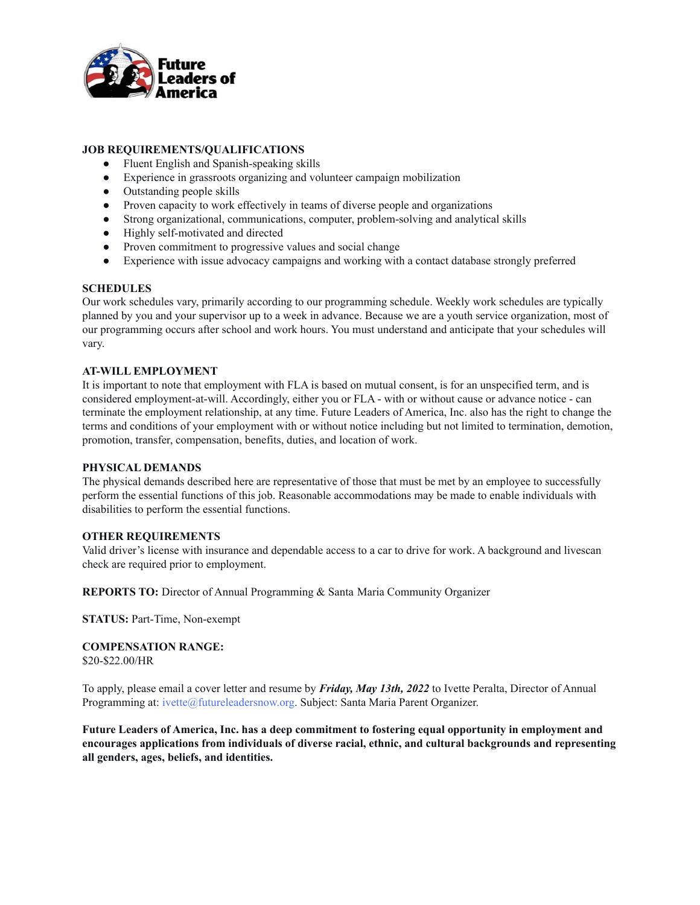**JOB REQUIREMENTS/QUALIFICATIONS**

- Fluent English and Spanish-speaking skills
- Experience in grassroots organizing and volunteer campaign mobilization
- Outstanding people skills
- Proven capacity to work effectively in teams of diverse people and organizations
- Strong organizational, communications, computer, problem-solving and analytical skills
- Highly self-motivated and directed
- Proven commitment to progressive values and social change
- Experience with issue advocacy campaigns and working with a contact database strongly preferred

**SCHEDULES**

Our work schedules vary, primarily according to our programming schedule. Weekly work schedules are typically planned by you and your supervisor up to a week in advance. Because we are a youth service organization, most of our programming occurs after school and work hours. You must understand and anticipate that your schedules will vary.

**AT-WILL EMPLOYMENT**

It is important to note that employment with FLA is based on mutual consent, is for an unspecified term, and is considered employment-at-will. Accordingly, either you or FLA - with or without cause or advance notice - can terminate the employment relationship, at any time. Future Leaders of America, Inc. also has the right to change the terms and conditions of your employment with or without notice including but not limited to termination, demotion, promotion, transfer, compensation, benefits, duties, and location of work.

**PHYSICAL DEMANDS**

The physical demands described here are representative of those that must be met by an employee to successfully perform the essential functions of this job. Reasonable accommodations may be made to enable individuals with disabilities to perform the essential functions.

**OTHER REQUIREMENTS**

Valid driver's license with insurance and dependable access to a car to drive for work. A background and livescan check are required prior to employment.

**REPORTS TO:** Director of Annual Programming & Santa Maria Community Organizer

**STATUS:** Part-Time, Non-exempt

**COMPENSATION RANGE:**
$20-$22.00/HR

To apply, please email a cover letter and resume by ***Friday, May 13th, 2022*** to Ivette Peralta, Director of Annual Programming at: ivette@futureleadersnow.org. Subject: Santa Maria Parent Organizer.

**Future Leaders of America, Inc. has a deep commitment to fostering equal opportunity in employment and encourages applications from individuals of diverse racial, ethnic, and cultural backgrounds and representing all genders, ages, beliefs, and identities.**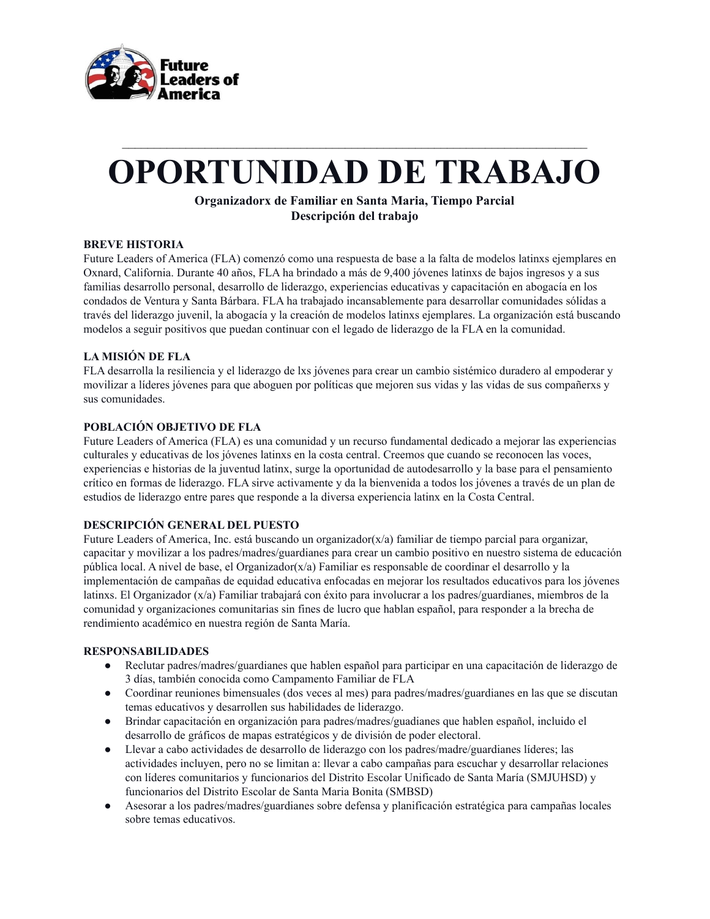# OPORTUNIDAD DE TRABAJO

**Organizadorx de Familiar en Santa Maria, Tiempo Parcial**
**Descripción del trabajo**

**BREVE HISTORIA**
Future Leaders of America (FLA) comenzó como una respuesta de base a la falta de modelos latinxs ejemplares en Oxnard, California. Durante 40 años, FLA ha brindado a más de 9,400 jóvenes latinxs de bajos ingresos y a sus familias desarrollo personal, desarrollo de liderazgo, experiencias educativas y capacitación en abogacía en los condados de Ventura y Santa Bárbara. FLA ha trabajado incansablemente para desarrollar comunidades sólidas a través del liderazgo juvenil, la abogacía y la creación de modelos latinxs ejemplares. La organización está buscando modelos a seguir positivos que puedan continuar con el legado de liderazgo de la FLA en la comunidad.

**LA MISIÓN DE FLA**
FLA desarrolla la resiliencia y el liderazgo de lxs jóvenes para crear un cambio sistémico duradero al empoderar y movilizar a líderes jóvenes para que aboguen por políticas que mejoren sus vidas y las vidas de sus compañerxs y sus comunidades.

**POBLACIÓN OBJETIVO DE FLA**
Future Leaders of America (FLA) es una comunidad y un recurso fundamental dedicado a mejorar las experiencias culturales y educativas de los jóvenes latinxs en la costa central. Creemos que cuando se reconocen las voces, experiencias e historias de la juventud latinx, surge la oportunidad de autodesarrollo y la base para el pensamiento crítico en formas de liderazgo. FLA sirve activamente y da la bienvenida a todos los jóvenes a través de un plan de estudios de liderazgo entre pares que responde a la diversa experiencia latinx en la Costa Central.

**DESCRIPCIÓN GENERAL DEL PUESTO**
Future Leaders of America, Inc. está buscando un organizador(x/a) familiar de tiempo parcial para organizar, capacitar y movilizar a los padres/madres/guardianes para crear un cambio positivo en nuestro sistema de educación pública local. A nivel de base, el Organizador(x/a) Familiar es responsable de coordinar el desarrollo y la implementación de campañas de equidad educativa enfocadas en mejorar los resultados educativos para los jóvenes latinxs. El Organizador (x/a) Familiar trabajará con éxito para involucrar a los padres/guardianes, miembros de la comunidad y organizaciones comunitarias sin fines de lucro que hablan español, para responder a la brecha de rendimiento académico en nuestra región de Santa María.

**RESPONSABILIDADES**

- Reclutar padres/madres/guardianes que hablen español para participar en una capacitación de liderazgo de 3 días, también conocida como Campamento Familiar de FLA
- Coordinar reuniones bimensuales (dos veces al mes) para padres/madres/guardianes en las que se discutan temas educativos y desarrollen sus habilidades de liderazgo.
- Brindar capacitación en organización para padres/madres/guadianes que hablen español, incluido el desarrollo de gráficos de mapas estratégicos y de división de poder electoral.
- Llevar a cabo actividades de desarrollo de liderazgo con los padres/madre/guardianes líderes; las actividades incluyen, pero no se limitan a: llevar a cabo campañas para escuchar y desarrollar relaciones con líderes comunitarios y funcionarios del Distrito Escolar Unificado de Santa María (SMJUHSD) y funcionarios del Distrito Escolar de Santa Maria Bonita (SMBSD)
- Asesorar a los padres/madres/guardianes sobre defensa y planificación estratégica para campañas locales sobre temas educativos.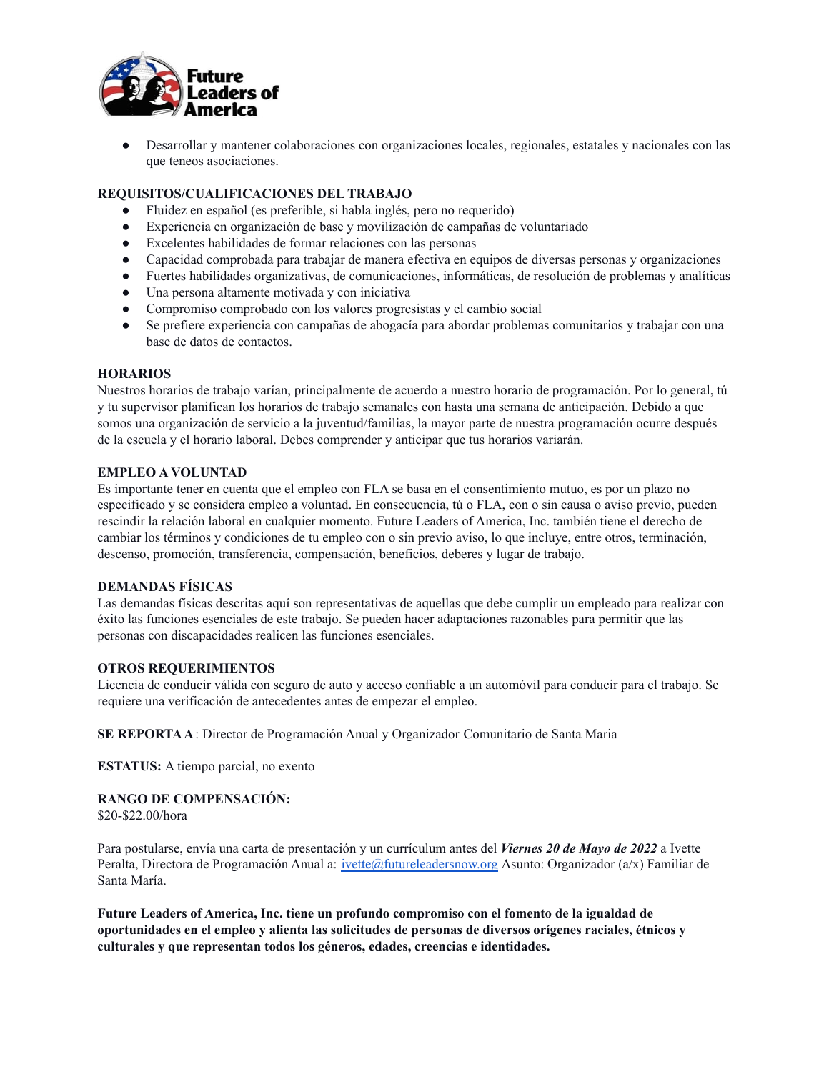- Desarrollar y mantener colaboraciones con organizaciones locales, regionales, estatales y nacionales con las que teneos asociaciones.

**REQUISITOS/CUALIFICACIONES DEL TRABAJO**

- Fluidez en español (es preferible, si habla inglés, pero no requerido)
- Experiencia en organización de base y movilización de campañas de voluntariado
- Excelentes habilidades de formar relaciones con las personas
- Capacidad comprobada para trabajar de manera efectiva en equipos de diversas personas y organizaciones
- Fuertes habilidades organizativas, de comunicaciones, informáticas, de resolución de problemas y analíticas
- Una persona altamente motivada y con iniciativa
- Compromiso comprobado con los valores progresistas y el cambio social
- Se prefiere experiencia con campañas de abogacía para abordar problemas comunitarios y trabajar con una base de datos de contactos.

**HORARIOS**

Nuestros horarios de trabajo varían, principalmente de acuerdo a nuestro horario de programación. Por lo general, tú y tu supervisor planifican los horarios de trabajo semanales con hasta una semana de anticipación. Debido a que somos una organización de servicio a la juventud/familias, la mayor parte de nuestra programación ocurre después de la escuela y el horario laboral. Debes comprender y anticipar que tus horarios variarán.

**EMPLEO A VOLUNTAD**

Es importante tener en cuenta que el empleo con FLA se basa en el consentimiento mutuo, es por un plazo no especificado y se considera empleo a voluntad. En consecuencia, tú o FLA, con o sin causa o aviso previo, pueden rescindir la relación laboral en cualquier momento. Future Leaders of America, Inc. también tiene el derecho de cambiar los términos y condiciones de tu empleo con o sin previo aviso, lo que incluye, entre otros, terminación, descenso, promoción, transferencia, compensación, beneficios, deberes y lugar de trabajo.

**DEMANDAS FÍSICAS**

Las demandas físicas descritas aquí son representativas de aquellas que debe cumplir un empleado para realizar con éxito las funciones esenciales de este trabajo. Se pueden hacer adaptaciones razonables para permitir que las personas con discapacidades realicen las funciones esenciales.

**OTROS REQUERIMIENTOS**

Licencia de conducir válida con seguro de auto y acceso confiable a un automóvil para conducir para el trabajo. Se requiere una verificación de antecedentes antes de empezar el empleo.

**SE REPORTA A**: Director de Programación Anual y Organizador Comunitario de Santa Maria

**ESTATUS:** A tiempo parcial, no exento

**RANGO DE COMPENSACIÓN:**
$20-$22.00/hora

Para postularse, envía una carta de presentación y un currículum antes del ***Viernes 20 de Mayo de 2022*** a Ivette Peralta, Directora de Programación Anual a: ivette@futureleadersnow.org Asunto: Organizador (a/x) Familiar de Santa María.

**Future Leaders of America, Inc. tiene un profundo compromiso con el fomento de la igualdad de oportunidades en el empleo y alienta las solicitudes de personas de diversos orígenes raciales, étnicos y culturales y que representan todos los géneros, edades, creencias e identidades.**